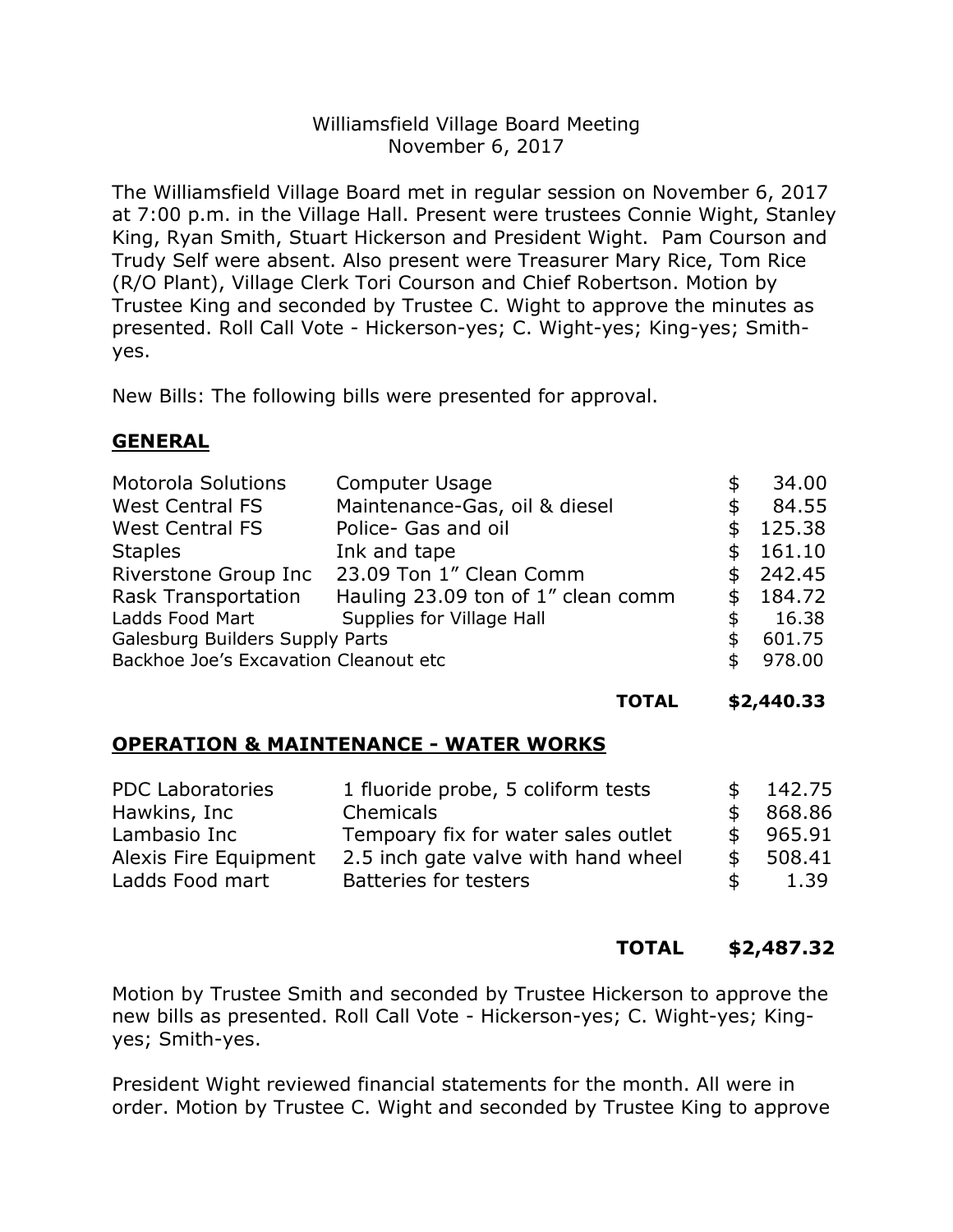Williamsfield Village Board Meeting
November 6, 2017

The Williamsfield Village Board met in regular session on November 6, 2017 at 7:00 p.m. in the Village Hall. Present were trustees Connie Wight, Stanley King, Ryan Smith, Stuart Hickerson and President Wight. Pam Courson and Trudy Self were absent. Also present were Treasurer Mary Rice, Tom Rice (R/O Plant), Village Clerk Tori Courson and Chief Robertson. Motion by Trustee King and seconded by Trustee C. Wight to approve the minutes as presented. Roll Call Vote - Hickerson-yes; C. Wight-yes; King-yes; Smith-yes.

New Bills: The following bills were presented for approval.

## GENERAL

| | | |
|---|---|---|
| Motorola Solutions | Computer Usage | $ 34.00 |
| West Central FS | Maintenance-Gas, oil & diesel | $ 84.55 |
| West Central FS | Police- Gas and oil | $ 125.38 |
| Staples | Ink and tape | $ 161.10 |
| Riverstone Group Inc | 23.09 Ton 1" Clean Comm | $ 242.45 |
| Rask Transportation | Hauling 23.09 ton of 1" clean comm | $ 184.72 |
| Ladds Food Mart | Supplies for Village Hall | $ 16.38 |
| Galesburg Builders Supply | Parts | $ 601.75 |
| Backhoe Joe's Excavation | Cleanout etc | $ 978.00 |
| | **TOTAL** | **$2,440.33** |

## OPERATION & MAINTENANCE - WATER WORKS

| | | |
|---|---|---|
| PDC Laboratories | 1 fluoride probe, 5 coliform tests | $ 142.75 |
| Hawkins, Inc | Chemicals | $ 868.86 |
| Lambasio Inc | Tempoary fix for water sales outlet | $ 965.91 |
| Alexis Fire Equipment | 2.5 inch gate valve with hand wheel | $ 508.41 |
| Ladds Food mart | Batteries for testers | $ 1.39 |
| | **TOTAL** | **$2,487.32** |

Motion by Trustee Smith and seconded by Trustee Hickerson to approve the new bills as presented. Roll Call Vote - Hickerson-yes; C. Wight-yes; King-yes; Smith-yes.

President Wight reviewed financial statements for the month. All were in order. Motion by Trustee C. Wight and seconded by Trustee King to approve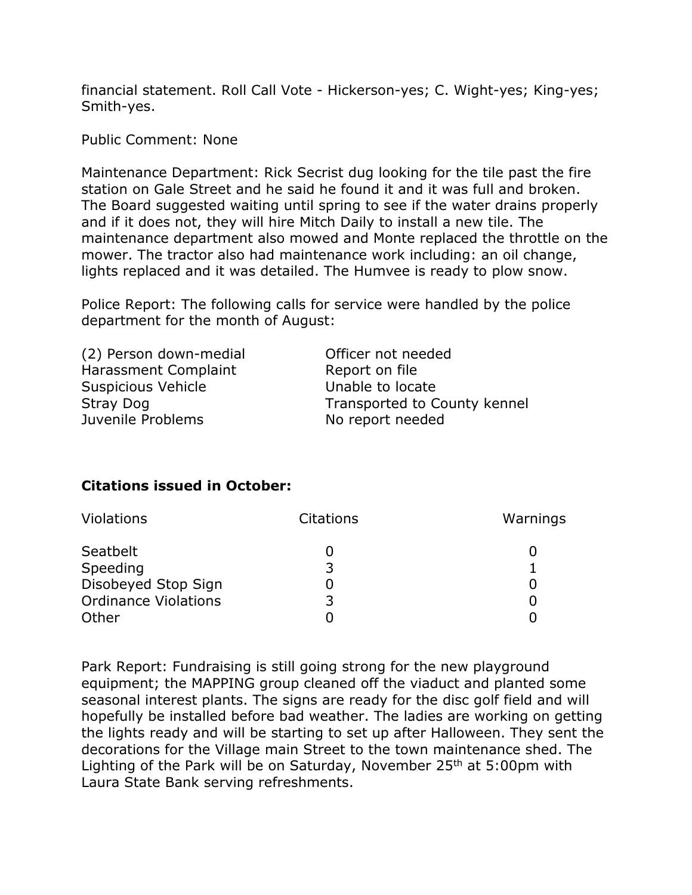financial statement. Roll Call Vote - Hickerson-yes; C. Wight-yes; King-yes; Smith-yes.

Public Comment: None

Maintenance Department: Rick Secrist dug looking for the tile past the fire station on Gale Street and he said he found it and it was full and broken. The Board suggested waiting until spring to see if the water drains properly and if it does not, they will hire Mitch Daily to install a new tile. The maintenance department also mowed and Monte replaced the throttle on the mower. The tractor also had maintenance work including: an oil change, lights replaced and it was detailed. The Humvee is ready to plow snow.

Police Report: The following calls for service were handled by the police department for the month of August:

| | |
|---|---|
| (2) Person down-medial | Officer not needed |
| Harassment Complaint | Report on file |
| Suspicious Vehicle | Unable to locate |
| Stray Dog | Transported to County kennel |
| Juvenile Problems | No report needed |

**Citations issued in October:**

| Violations | Citations | Warnings |
|---|---|---|
| Seatbelt | 0 | 0 |
| Speeding | 3 | 1 |
| Disobeyed Stop Sign | 0 | 0 |
| Ordinance Violations | 3 | 0 |
| Other | 0 | 0 |

Park Report: Fundraising is still going strong for the new playground equipment; the MAPPING group cleaned off the viaduct and planted some seasonal interest plants. The signs are ready for the disc golf field and will hopefully be installed before bad weather. The ladies are working on getting the lights ready and will be starting to set up after Halloween. They sent the decorations for the Village main Street to the town maintenance shed. The Lighting of the Park will be on Saturday, November 25th at 5:00pm with Laura State Bank serving refreshments.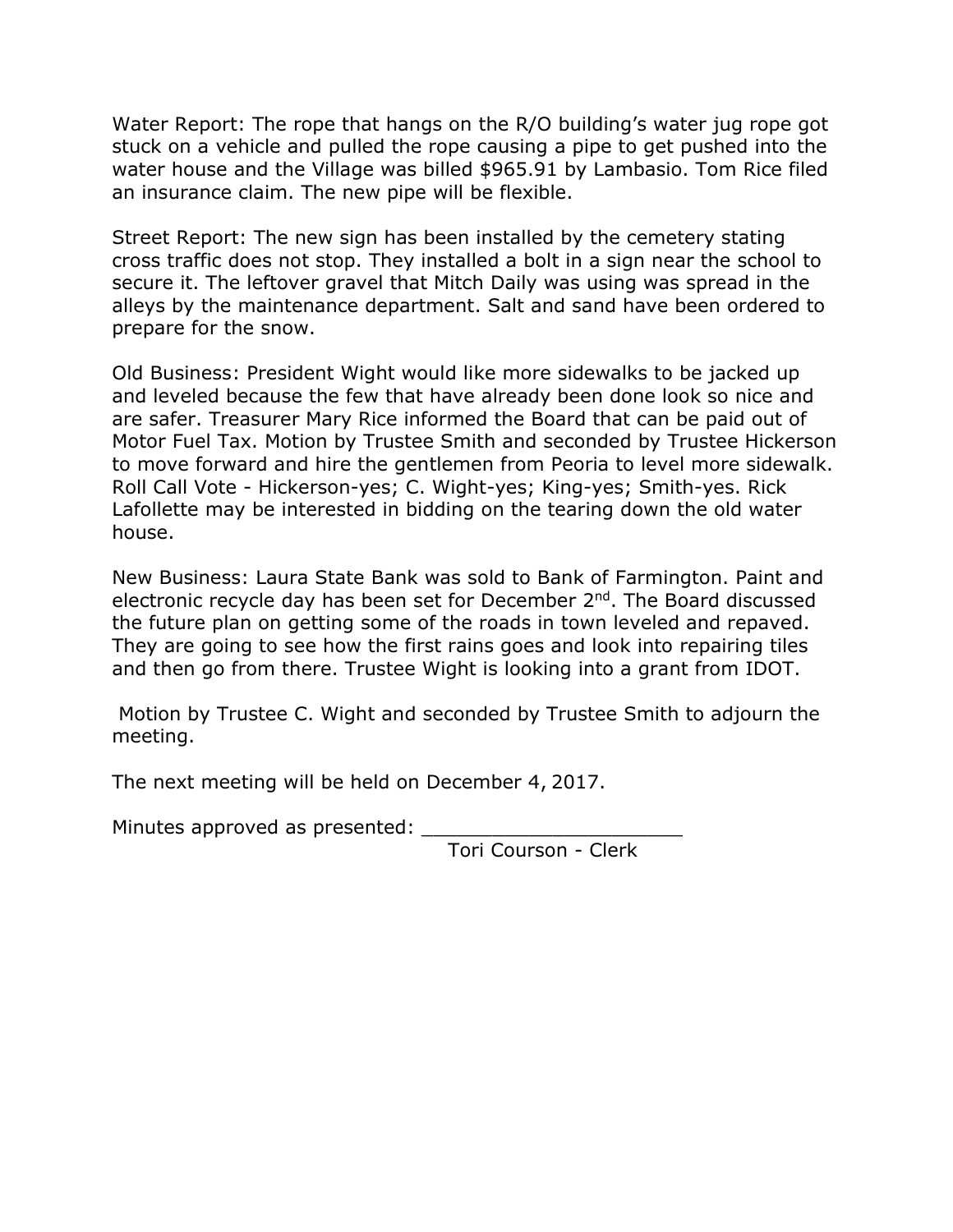Water Report: The rope that hangs on the R/O building's water jug rope got stuck on a vehicle and pulled the rope causing a pipe to get pushed into the water house and the Village was billed $965.91 by Lambasio. Tom Rice filed an insurance claim. The new pipe will be flexible.

Street Report: The new sign has been installed by the cemetery stating cross traffic does not stop. They installed a bolt in a sign near the school to secure it. The leftover gravel that Mitch Daily was using was spread in the alleys by the maintenance department. Salt and sand have been ordered to prepare for the snow.

Old Business: President Wight would like more sidewalks to be jacked up and leveled because the few that have already been done look so nice and are safer. Treasurer Mary Rice informed the Board that can be paid out of Motor Fuel Tax. Motion by Trustee Smith and seconded by Trustee Hickerson to move forward and hire the gentlemen from Peoria to level more sidewalk. Roll Call Vote - Hickerson-yes; C. Wight-yes; King-yes; Smith-yes. Rick Lafollette may be interested in bidding on the tearing down the old water house.

New Business: Laura State Bank was sold to Bank of Farmington. Paint and electronic recycle day has been set for December 2nd. The Board discussed the future plan on getting some of the roads in town leveled and repaved. They are going to see how the first rains goes and look into repairing tiles and then go from there. Trustee Wight is looking into a grant from IDOT.

Motion by Trustee C. Wight and seconded by Trustee Smith to adjourn the meeting.

The next meeting will be held on December 4, 2017.

Minutes approved as presented: ______________________

Tori Courson - Clerk